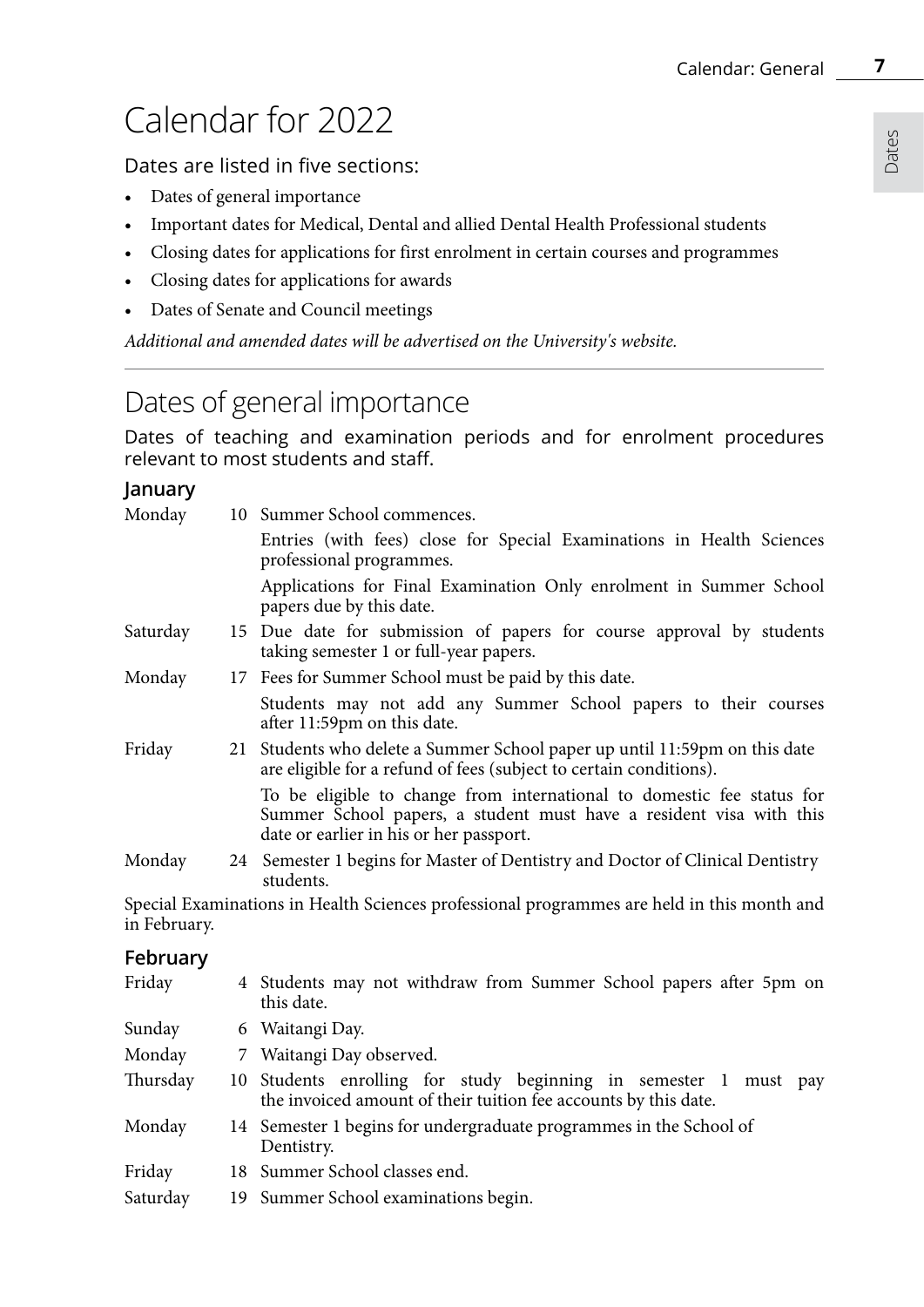# Calendar for 2022

Dates are listed in five sections:

- Dates of general importance
- Important dates for Medical, Dental and allied Dental Health Professional students
- Closing dates for applications for first enrolment in certain courses and programmes
- Closing dates for applications for awards
- Dates of Senate and Council meetings

*Additional and amended dates will be advertised on the University's website.*

## Dates of general importance

Dates of teaching and examination periods and for enrolment procedures relevant to most students and staff.

### January

| | | |
|---|---|---|
| Monday | 10 | Summer School commences. |
| | | Entries (with fees) close for Special Examinations in Health Sciences professional programmes. |
| | | Applications for Final Examination Only enrolment in Summer School papers due by this date. |
| Saturday | 15 | Due date for submission of papers for course approval by students taking semester 1 or full-year papers. |
| Monday | 17 | Fees for Summer School must be paid by this date. |
| | | Students may not add any Summer School papers to their courses after 11:59pm on this date. |
| Friday | 21 | Students who delete a Summer School paper up until 11:59pm on this date are eligible for a refund of fees (subject to certain conditions). |
| | | To be eligible to change from international to domestic fee status for Summer School papers, a student must have a resident visa with this date or earlier in his or her passport. |
| Monday | 24 | Semester 1 begins for Master of Dentistry and Doctor of Clinical Dentistry students. |

Special Examinations in Health Sciences professional programmes are held in this month and in February.

### February

| | | |
|---|---|---|
| Friday | 4 | Students may not withdraw from Summer School papers after 5pm on this date. |
| Sunday | 6 | Waitangi Day. |
| Monday | 7 | Waitangi Day observed. |
| Thursday | 10 | Students enrolling for study beginning in semester 1 must pay the invoiced amount of their tuition fee accounts by this date. |
| Monday | 14 | Semester 1 begins for undergraduate programmes in the School of Dentistry. |
| Friday | 18 | Summer School classes end. |
| Saturday | 19 | Summer School examinations begin. |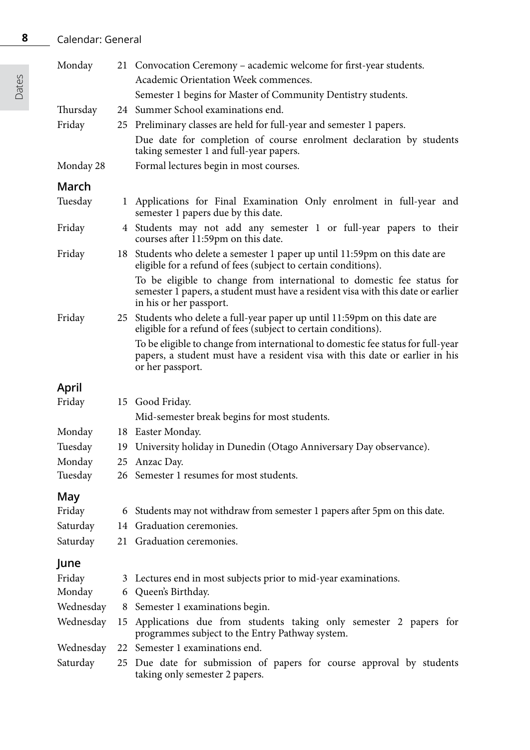| | | |
|---|---|---|
| Monday | 21 | Convocation Ceremony – academic welcome for first-year students. |
| | | Academic Orientation Week commences. |
| | | Semester 1 begins for Master of Community Dentistry students. |
| Thursday | 24 | Summer School examinations end. |
| Friday | 25 | Preliminary classes are held for full-year and semester 1 papers. |
| | | Due date for completion of course enrolment declaration by students taking semester 1 and full-year papers. |
| Monday 28 | | Formal lectures begin in most courses. |

## March

| | | |
|---|---|---|
| Tuesday | 1 | Applications for Final Examination Only enrolment in full-year and semester 1 papers due by this date. |
| Friday | 4 | Students may not add any semester 1 or full-year papers to their courses after 11:59pm on this date. |
| Friday | 18 | Students who delete a semester 1 paper up until 11:59pm on this date are eligible for a refund of fees (subject to certain conditions). |
| | | To be eligible to change from international to domestic fee status for semester 1 papers, a student must have a resident visa with this date or earlier in his or her passport. |
| Friday | 25 | Students who delete a full-year paper up until 11:59pm on this date are eligible for a refund of fees (subject to certain conditions). |
| | | To be eligible to change from international to domestic fee status for full-year papers, a student must have a resident visa with this date or earlier in his or her passport. |

## April

| | | |
|---|---|---|
| Friday | 15 | Good Friday. |
| | | Mid-semester break begins for most students. |
| Monday | 18 | Easter Monday. |
| Tuesday | 19 | University holiday in Dunedin (Otago Anniversary Day observance). |
| Monday | 25 | Anzac Day. |
| Tuesday | 26 | Semester 1 resumes for most students. |

## May

| | | |
|---|---|---|
| Friday | 6 | Students may not withdraw from semester 1 papers after 5pm on this date. |
| Saturday | 14 | Graduation ceremonies. |
| Saturday | 21 | Graduation ceremonies. |

## June

| | | |
|---|---|---|
| Friday | 3 | Lectures end in most subjects prior to mid-year examinations. |
| Monday | 6 | Queen's Birthday. |
| Wednesday | 8 | Semester 1 examinations begin. |
| Wednesday | 15 | Applications due from students taking only semester 2 papers for programmes subject to the Entry Pathway system. |
| Wednesday | 22 | Semester 1 examinations end. |
| Saturday | 25 | Due date for submission of papers for course approval by students taking only semester 2 papers. |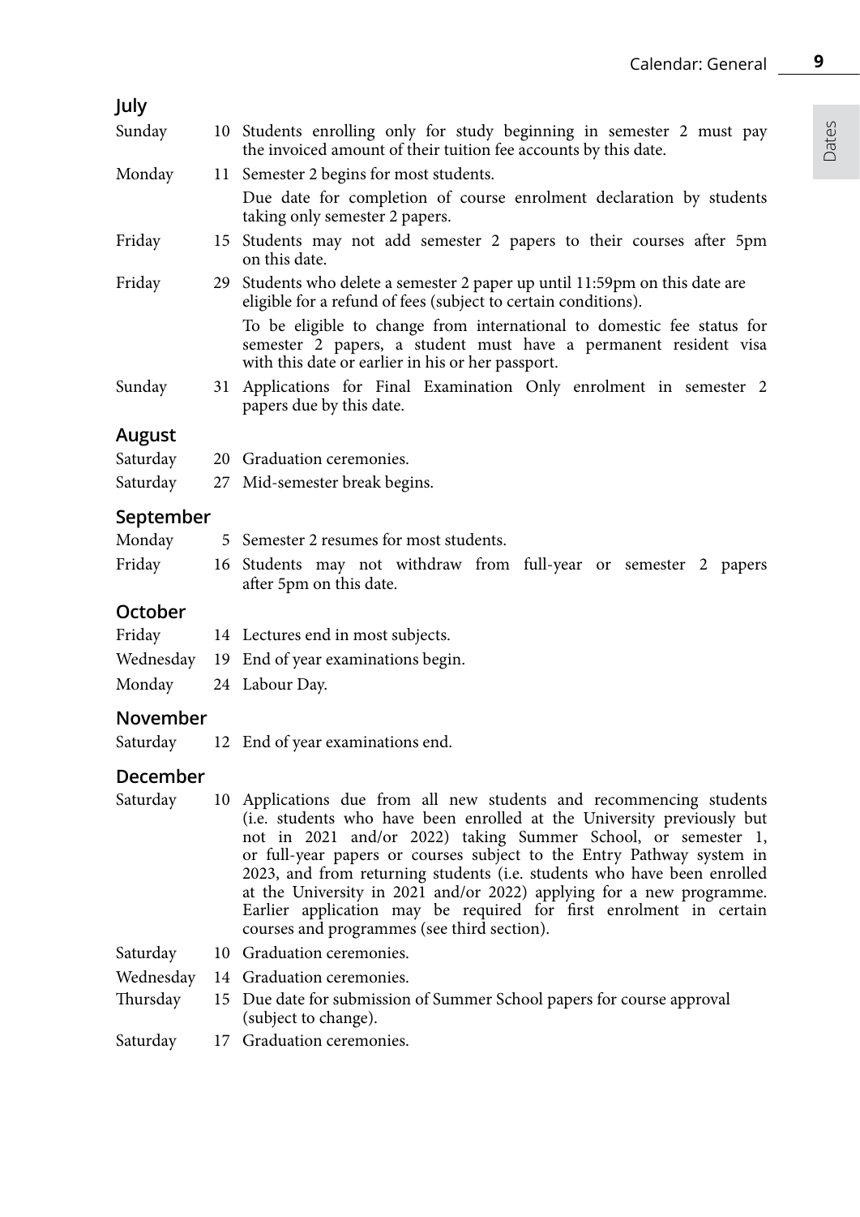## July

| | | |
|---|---|---|
| Sunday | 10 | Students enrolling only for study beginning in semester 2 must pay the invoiced amount of their tuition fee accounts by this date. |
| Monday | 11 | Semester 2 begins for most students. |
| | | Due date for completion of course enrolment declaration by students taking only semester 2 papers. |
| Friday | 15 | Students may not add semester 2 papers to their courses after 5pm on this date. |
| Friday | 29 | Students who delete a semester 2 paper up until 11:59pm on this date are eligible for a refund of fees (subject to certain conditions). |
| | | To be eligible to change from international to domestic fee status for semester 2 papers, a student must have a permanent resident visa with this date or earlier in his or her passport. |
| Sunday | 31 | Applications for Final Examination Only enrolment in semester 2 papers due by this date. |

## August

| | | |
|---|---|---|
| Saturday | 20 | Graduation ceremonies. |
| Saturday | 27 | Mid-semester break begins. |

## September

| | | |
|---|---|---|
| Monday | 5 | Semester 2 resumes for most students. |
| Friday | 16 | Students may not withdraw from full-year or semester 2 papers after 5pm on this date. |

## October

| | | |
|---|---|---|
| Friday | 14 | Lectures end in most subjects. |
| Wednesday | 19 | End of year examinations begin. |
| Monday | 24 | Labour Day. |

## November

| | | |
|---|---|---|
| Saturday | 12 | End of year examinations end. |

## December

| | | |
|---|---|---|
| Saturday | 10 | Applications due from all new students and recommencing students (i.e. students who have been enrolled at the University previously but not in 2021 and/or 2022) taking Summer School, or semester 1, or full-year papers or courses subject to the Entry Pathway system in 2023, and from returning students (i.e. students who have been enrolled at the University in 2021 and/or 2022) applying for a new programme. Earlier application may be required for first enrolment in certain courses and programmes (see third section). |
| Saturday | 10 | Graduation ceremonies. |
| Wednesday | 14 | Graduation ceremonies. |
| Thursday | 15 | Due date for submission of Summer School papers for course approval (subject to change). |
| Saturday | 17 | Graduation ceremonies. |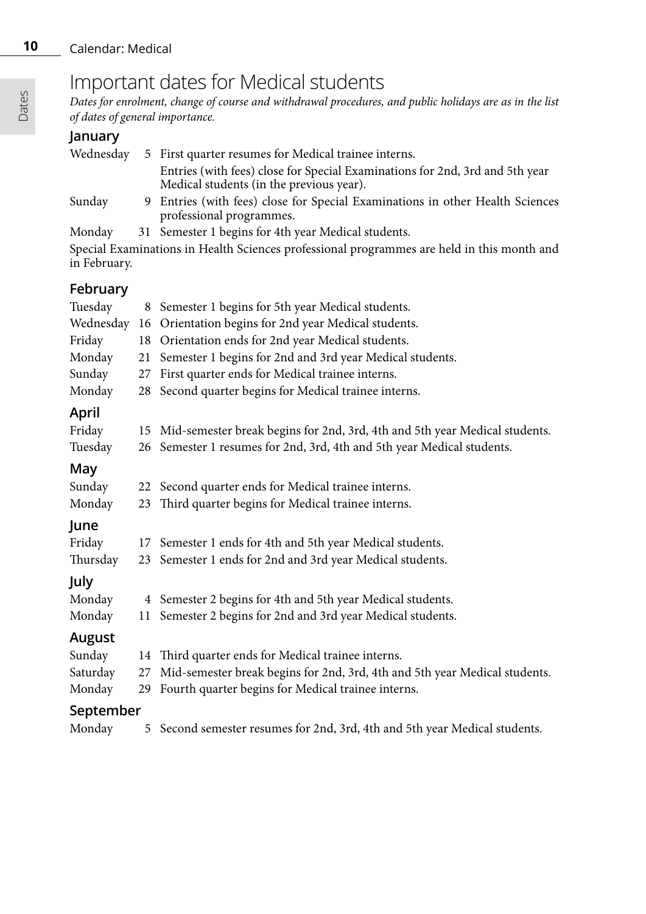# Important dates for Medical students

*Dates for enrolment, change of course and withdrawal procedures, and public holidays are as in the list of dates of general importance.*

## January

| | | |
|---|---|---|
| Wednesday | 5 | First quarter resumes for Medical trainee interns. |
| | | Entries (with fees) close for Special Examinations for 2nd, 3rd and 5th year Medical students (in the previous year). |
| Sunday | 9 | Entries (with fees) close for Special Examinations in other Health Sciences professional programmes. |
| Monday | 31 | Semester 1 begins for 4th year Medical students. |

Special Examinations in Health Sciences professional programmes are held in this month and in February.

## February

| | | |
|---|---|---|
| Tuesday | 8 | Semester 1 begins for 5th year Medical students. |
| Wednesday | 16 | Orientation begins for 2nd year Medical students. |
| Friday | 18 | Orientation ends for 2nd year Medical students. |
| Monday | 21 | Semester 1 begins for 2nd and 3rd year Medical students. |
| Sunday | 27 | First quarter ends for Medical trainee interns. |
| Monday | 28 | Second quarter begins for Medical trainee interns. |

## April

| | | |
|---|---|---|
| Friday | 15 | Mid-semester break begins for 2nd, 3rd, 4th and 5th year Medical students. |
| Tuesday | 26 | Semester 1 resumes for 2nd, 3rd, 4th and 5th year Medical students. |

## May

| | | |
|---|---|---|
| Sunday | 22 | Second quarter ends for Medical trainee interns. |
| Monday | 23 | Third quarter begins for Medical trainee interns. |

## June

| | | |
|---|---|---|
| Friday | 17 | Semester 1 ends for 4th and 5th year Medical students. |
| Thursday | 23 | Semester 1 ends for 2nd and 3rd year Medical students. |

## July

| | | |
|---|---|---|
| Monday | 4 | Semester 2 begins for 4th and 5th year Medical students. |
| Monday | 11 | Semester 2 begins for 2nd and 3rd year Medical students. |

## August

| | | |
|---|---|---|
| Sunday | 14 | Third quarter ends for Medical trainee interns. |
| Saturday | 27 | Mid-semester break begins for 2nd, 3rd, 4th and 5th year Medical students. |
| Monday | 29 | Fourth quarter begins for Medical trainee interns. |

## September

| | | |
|---|---|---|
| Monday | 5 | Second semester resumes for 2nd, 3rd, 4th and 5th year Medical students. |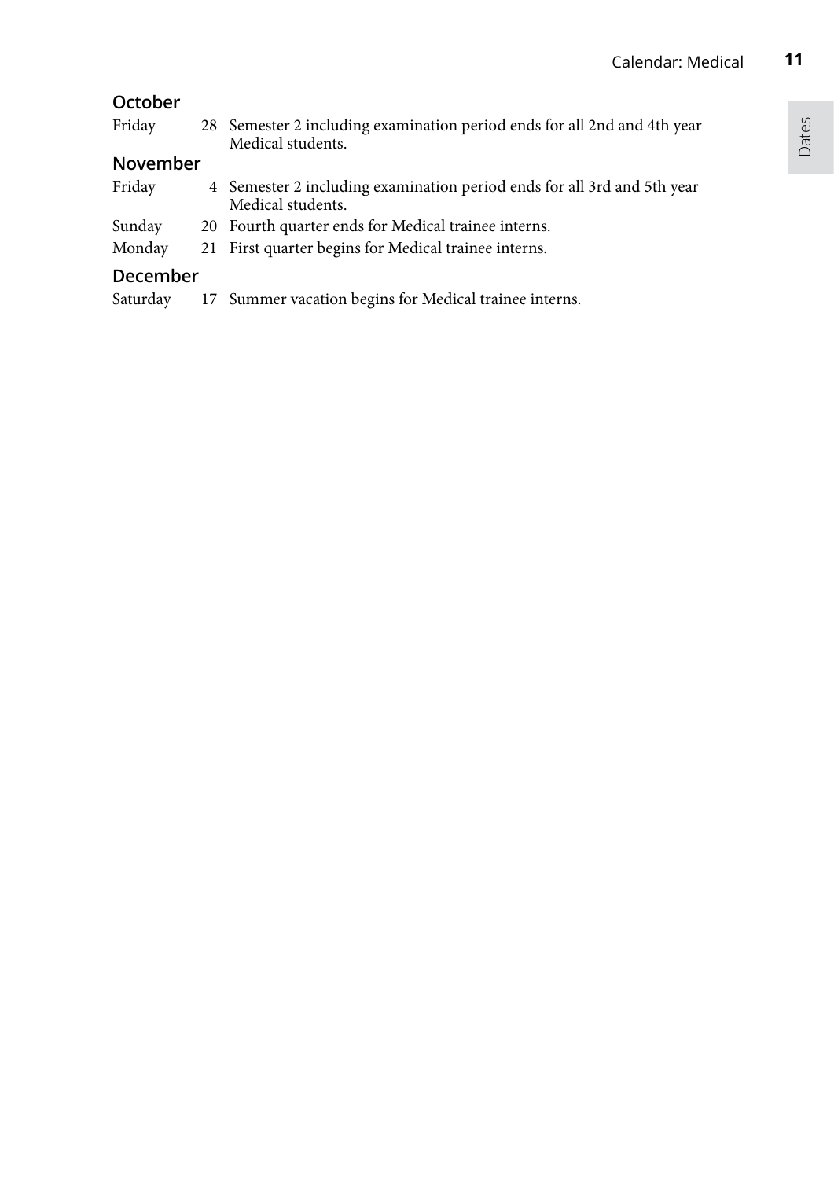## October

| | | |
|---|---|---|
| Friday | 28 | Semester 2 including examination period ends for all 2nd and 4th year Medical students. |

## November

| | | |
|---|---|---|
| Friday | 4 | Semester 2 including examination period ends for all 3rd and 5th year Medical students. |
| Sunday | 20 | Fourth quarter ends for Medical trainee interns. |
| Monday | 21 | First quarter begins for Medical trainee interns. |

## December

| | | |
|---|---|---|
| Saturday | 17 | Summer vacation begins for Medical trainee interns. |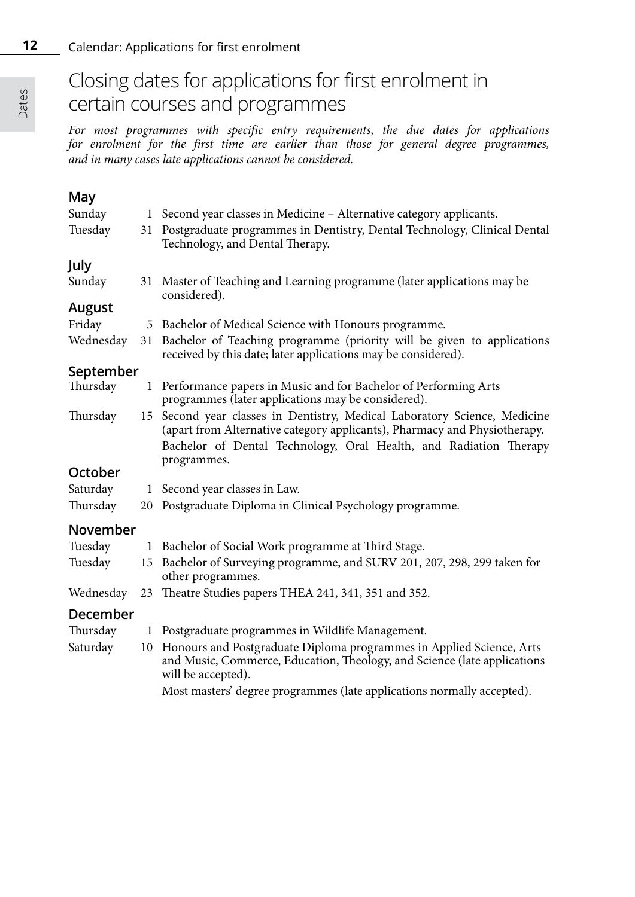# Closing dates for applications for first enrolment in certain courses and programmes

*For most programmes with specific entry requirements, the due dates for applications for enrolment for the first time are earlier than those for general degree programmes, and in many cases late applications cannot be considered.*

## May

| | | |
|---|---|---|
| Sunday | 1 | Second year classes in Medicine – Alternative category applicants. |
| Tuesday | 31 | Postgraduate programmes in Dentistry, Dental Technology, Clinical Dental Technology, and Dental Therapy. |

## July

| | | |
|---|---|---|
| Sunday | 31 | Master of Teaching and Learning programme (later applications may be considered). |

## August

| | | |
|---|---|---|
| Friday | 5 | Bachelor of Medical Science with Honours programme. |
| Wednesday | 31 | Bachelor of Teaching programme (priority will be given to applications received by this date; later applications may be considered). |

## September

| | | |
|---|---|---|
| Thursday | 1 | Performance papers in Music and for Bachelor of Performing Arts programmes (later applications may be considered). |
| Thursday | 15 | Second year classes in Dentistry, Medical Laboratory Science, Medicine (apart from Alternative category applicants), Pharmacy and Physiotherapy. Bachelor of Dental Technology, Oral Health, and Radiation Therapy programmes. |

## October

| | | |
|---|---|---|
| Saturday | 1 | Second year classes in Law. |
| Thursday | 20 | Postgraduate Diploma in Clinical Psychology programme. |

## November

| | | |
|---|---|---|
| Tuesday | 1 | Bachelor of Social Work programme at Third Stage. |
| Tuesday | 15 | Bachelor of Surveying programme, and SURV 201, 207, 298, 299 taken for other programmes. |
| Wednesday | 23 | Theatre Studies papers THEA 241, 341, 351 and 352. |

## December

| | | |
|---|---|---|
| Thursday | 1 | Postgraduate programmes in Wildlife Management. |
| Saturday | 10 | Honours and Postgraduate Diploma programmes in Applied Science, Arts and Music, Commerce, Education, Theology, and Science (late applications will be accepted). Most masters' degree programmes (late applications normally accepted). |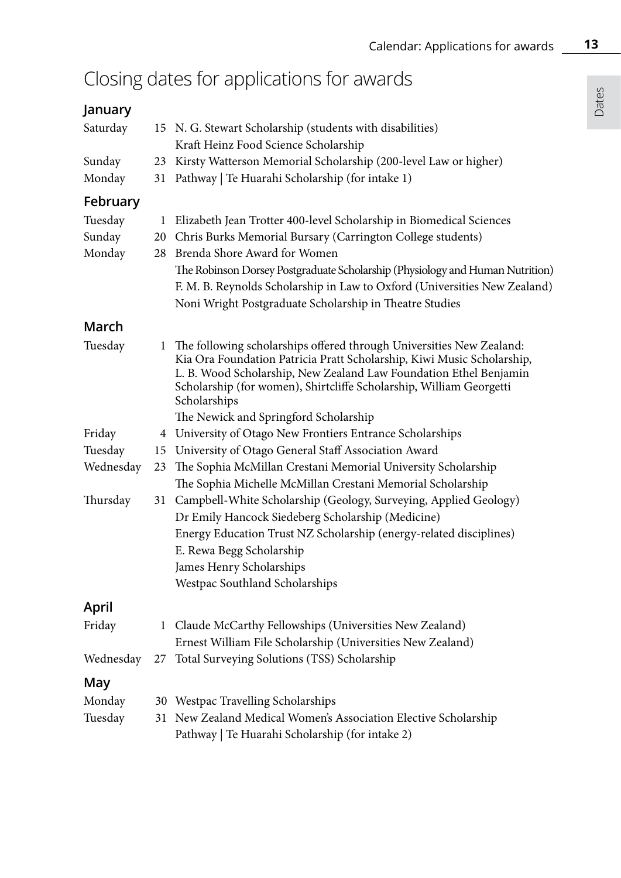# Closing dates for applications for awards

## January

| | | |
|---|---|---|
| Saturday | 15 | N. G. Stewart Scholarship (students with disabilities) |
| | | Kraft Heinz Food Science Scholarship |
| Sunday | 23 | Kirsty Watterson Memorial Scholarship (200-level Law or higher) |
| Monday | 31 | Pathway \| Te Huarahi Scholarship (for intake 1) |

## February

| | | |
|---|---|---|
| Tuesday | 1 | Elizabeth Jean Trotter 400-level Scholarship in Biomedical Sciences |
| Sunday | 20 | Chris Burks Memorial Bursary (Carrington College students) |
| Monday | 28 | Brenda Shore Award for Women |
| | | The Robinson Dorsey Postgraduate Scholarship (Physiology and Human Nutrition) |
| | | F. M. B. Reynolds Scholarship in Law to Oxford (Universities New Zealand) |
| | | Noni Wright Postgraduate Scholarship in Theatre Studies |

## March

| | | |
|---|---|---|
| Tuesday | 1 | The following scholarships offered through Universities New Zealand: Kia Ora Foundation Patricia Pratt Scholarship, Kiwi Music Scholarship, L. B. Wood Scholarship, New Zealand Law Foundation Ethel Benjamin Scholarship (for women), Shirtcliffe Scholarship, William Georgetti Scholarships |
| | | The Newick and Springford Scholarship |
| Friday | 4 | University of Otago New Frontiers Entrance Scholarships |
| Tuesday | 15 | University of Otago General Staff Association Award |
| Wednesday | 23 | The Sophia McMillan Crestani Memorial University Scholarship |
| | | The Sophia Michelle McMillan Crestani Memorial Scholarship |
| Thursday | 31 | Campbell-White Scholarship (Geology, Surveying, Applied Geology) |
| | | Dr Emily Hancock Siedeberg Scholarship (Medicine) |
| | | Energy Education Trust NZ Scholarship (energy-related disciplines) |
| | | E. Rewa Begg Scholarship |
| | | James Henry Scholarships |
| | | Westpac Southland Scholarships |

## April

| | | |
|---|---|---|
| Friday | 1 | Claude McCarthy Fellowships (Universities New Zealand) |
| | | Ernest William File Scholarship (Universities New Zealand) |
| Wednesday | 27 | Total Surveying Solutions (TSS) Scholarship |

## May

| | | |
|---|---|---|
| Monday | 30 | Westpac Travelling Scholarships |
| Tuesday | 31 | New Zealand Medical Women's Association Elective Scholarship |
| | | Pathway \| Te Huarahi Scholarship (for intake 2) |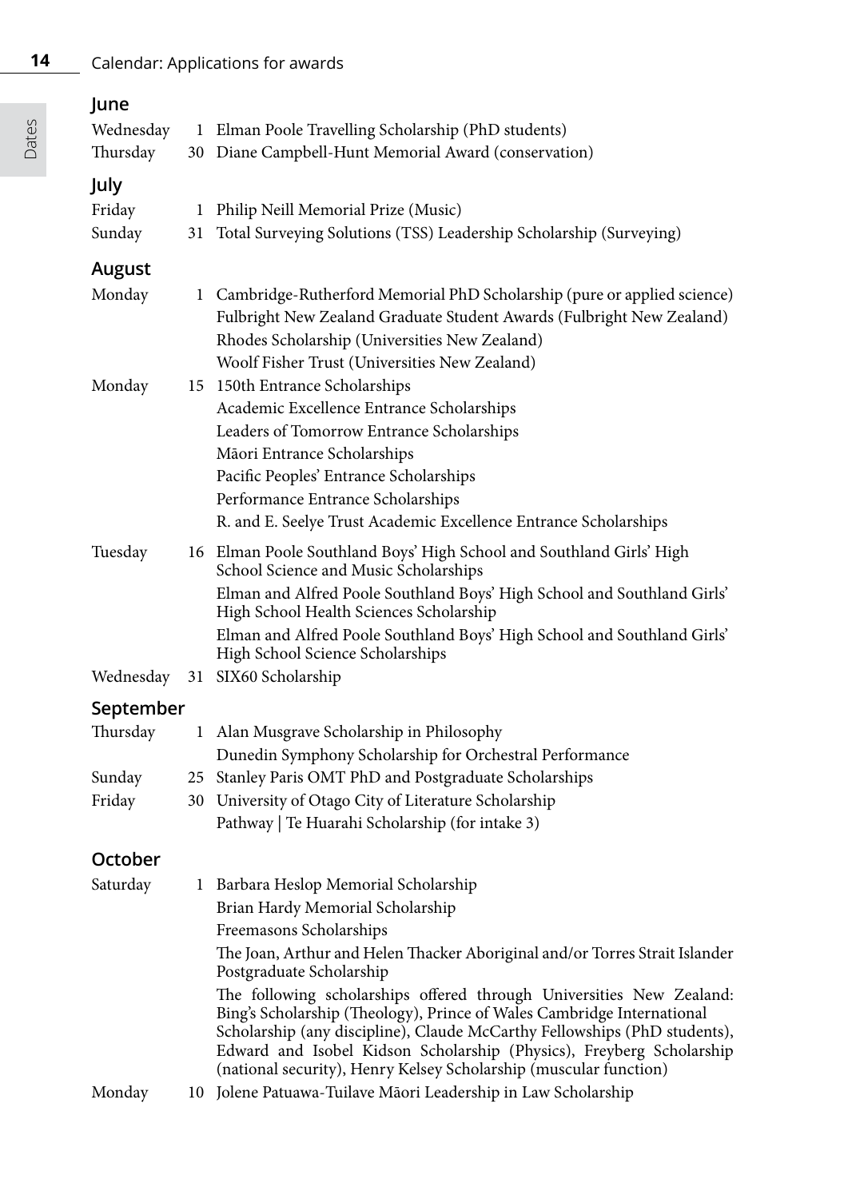## June

| | | |
|---|---|---|
| Wednesday | 1 | Elman Poole Travelling Scholarship (PhD students) |
| Thursday | 30 | Diane Campbell-Hunt Memorial Award (conservation) |

## July

| | | |
|---|---|---|
| Friday | 1 | Philip Neill Memorial Prize (Music) |
| Sunday | 31 | Total Surveying Solutions (TSS) Leadership Scholarship (Surveying) |

## August

| | | |
|---|---|---|
| Monday | 1 | Cambridge-Rutherford Memorial PhD Scholarship (pure or applied science) |
| | | Fulbright New Zealand Graduate Student Awards (Fulbright New Zealand) |
| | | Rhodes Scholarship (Universities New Zealand) |
| | | Woolf Fisher Trust (Universities New Zealand) |
| Monday | 15 | 150th Entrance Scholarships |
| | | Academic Excellence Entrance Scholarships |
| | | Leaders of Tomorrow Entrance Scholarships |
| | | Māori Entrance Scholarships |
| | | Pacific Peoples' Entrance Scholarships |
| | | Performance Entrance Scholarships |
| | | R. and E. Seelye Trust Academic Excellence Entrance Scholarships |
| Tuesday | 16 | Elman Poole Southland Boys' High School and Southland Girls' High School Science and Music Scholarships |
| | | Elman and Alfred Poole Southland Boys' High School and Southland Girls' High School Health Sciences Scholarship |
| | | Elman and Alfred Poole Southland Boys' High School and Southland Girls' High School Science Scholarships |
| Wednesday | 31 | SIX60 Scholarship |

## September

| | | |
|---|---|---|
| Thursday | 1 | Alan Musgrave Scholarship in Philosophy |
| | | Dunedin Symphony Scholarship for Orchestral Performance |
| Sunday | 25 | Stanley Paris OMT PhD and Postgraduate Scholarships |
| Friday | 30 | University of Otago City of Literature Scholarship |
| | | Pathway \| Te Huarahi Scholarship (for intake 3) |

## October

| | | |
|---|---|---|
| Saturday | 1 | Barbara Heslop Memorial Scholarship |
| | | Brian Hardy Memorial Scholarship |
| | | Freemasons Scholarships |
| | | The Joan, Arthur and Helen Thacker Aboriginal and/or Torres Strait Islander Postgraduate Scholarship |
| | | The following scholarships offered through Universities New Zealand: Bing's Scholarship (Theology), Prince of Wales Cambridge International Scholarship (any discipline), Claude McCarthy Fellowships (PhD students), Edward and Isobel Kidson Scholarship (Physics), Freyberg Scholarship (national security), Henry Kelsey Scholarship (muscular function) |
| Monday | 10 | Jolene Patuawa-Tuilave Māori Leadership in Law Scholarship |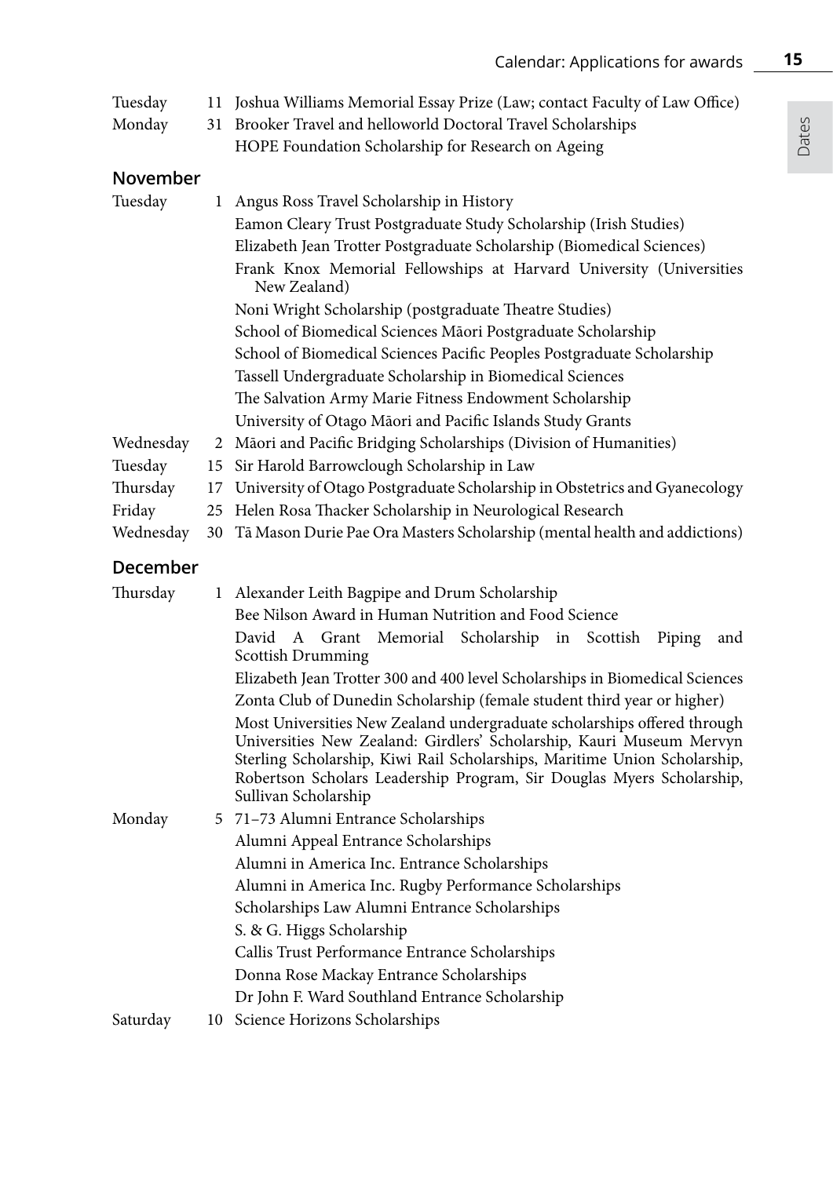| | | |
|---|---|---|
| Tuesday | 11 | Joshua Williams Memorial Essay Prize (Law; contact Faculty of Law Office) |
| Monday | 31 | Brooker Travel and helloworld Doctoral Travel Scholarships |
| | | HOPE Foundation Scholarship for Research on Ageing |

## November

| | | |
|---|---|---|
| Tuesday | 1 | Angus Ross Travel Scholarship in History |
| | | Eamon Cleary Trust Postgraduate Study Scholarship (Irish Studies) |
| | | Elizabeth Jean Trotter Postgraduate Scholarship (Biomedical Sciences) |
| | | Frank Knox Memorial Fellowships at Harvard University (Universities New Zealand) |
| | | Noni Wright Scholarship (postgraduate Theatre Studies) |
| | | School of Biomedical Sciences Māori Postgraduate Scholarship |
| | | School of Biomedical Sciences Pacific Peoples Postgraduate Scholarship |
| | | Tassell Undergraduate Scholarship in Biomedical Sciences |
| | | The Salvation Army Marie Fitness Endowment Scholarship |
| | | University of Otago Māori and Pacific Islands Study Grants |
| Wednesday | 2 | Māori and Pacific Bridging Scholarships (Division of Humanities) |
| Tuesday | 15 | Sir Harold Barrowclough Scholarship in Law |
| Thursday | 17 | University of Otago Postgraduate Scholarship in Obstetrics and Gyanecology |
| Friday | 25 | Helen Rosa Thacker Scholarship in Neurological Research |
| Wednesday | 30 | Tā Mason Durie Pae Ora Masters Scholarship (mental health and addictions) |

## December

| | | |
|---|---|---|
| Thursday | 1 | Alexander Leith Bagpipe and Drum Scholarship |
| | | Bee Nilson Award in Human Nutrition and Food Science |
| | | David A Grant Memorial Scholarship in Scottish Piping and Scottish Drumming |
| | | Elizabeth Jean Trotter 300 and 400 level Scholarships in Biomedical Sciences |
| | | Zonta Club of Dunedin Scholarship (female student third year or higher) |
| | | Most Universities New Zealand undergraduate scholarships offered through Universities New Zealand: Girdlers' Scholarship, Kauri Museum Mervyn Sterling Scholarship, Kiwi Rail Scholarships, Maritime Union Scholarship, Robertson Scholars Leadership Program, Sir Douglas Myers Scholarship, Sullivan Scholarship |
| Monday | 5 | 71–73 Alumni Entrance Scholarships |
| | | Alumni Appeal Entrance Scholarships |
| | | Alumni in America Inc. Entrance Scholarships |
| | | Alumni in America Inc. Rugby Performance Scholarships |
| | | Scholarships Law Alumni Entrance Scholarships |
| | | S. & G. Higgs Scholarship |
| | | Callis Trust Performance Entrance Scholarships |
| | | Donna Rose Mackay Entrance Scholarships |
| | | Dr John F. Ward Southland Entrance Scholarship |
| Saturday | 10 | Science Horizons Scholarships |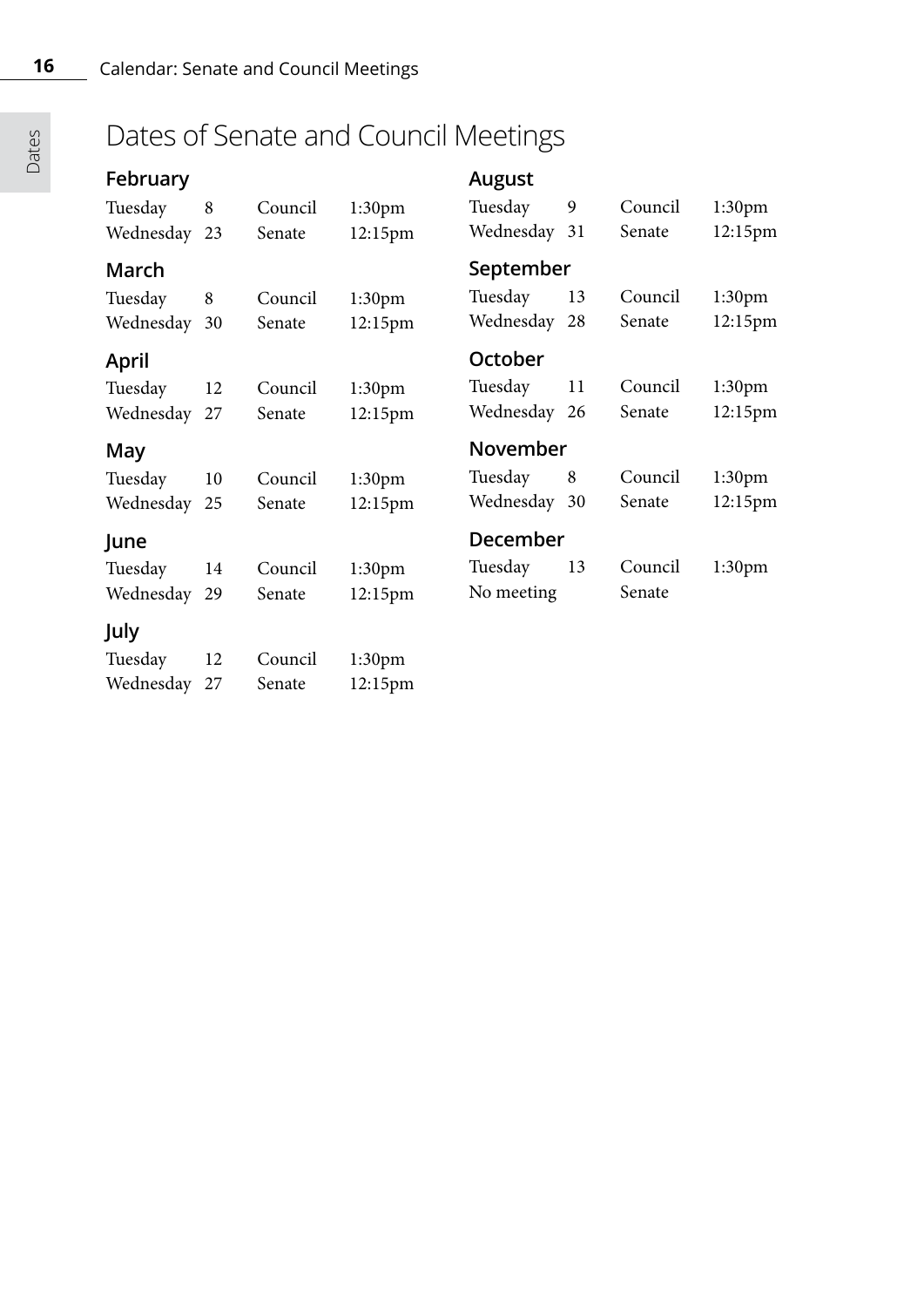# Dates of Senate and Council Meetings

### February

| | | | |
|---|---|---|---|
| Tuesday | 8 | Council | 1:30pm |
| Wednesday | 23 | Senate | 12:15pm |

### March

| | | | |
|---|---|---|---|
| Tuesday | 8 | Council | 1:30pm |
| Wednesday | 30 | Senate | 12:15pm |

### April

| | | | |
|---|---|---|---|
| Tuesday | 12 | Council | 1:30pm |
| Wednesday | 27 | Senate | 12:15pm |

### May

| | | | |
|---|---|---|---|
| Tuesday | 10 | Council | 1:30pm |
| Wednesday | 25 | Senate | 12:15pm |

### June

| | | | |
|---|---|---|---|
| Tuesday | 14 | Council | 1:30pm |
| Wednesday | 29 | Senate | 12:15pm |

### July

| | | | |
|---|---|---|---|
| Tuesday | 12 | Council | 1:30pm |
| Wednesday | 27 | Senate | 12:15pm |

### August

| | | | |
|---|---|---|---|
| Tuesday | 9 | Council | 1:30pm |
| Wednesday | 31 | Senate | 12:15pm |

### September

| | | | |
|---|---|---|---|
| Tuesday | 13 | Council | 1:30pm |
| Wednesday | 28 | Senate | 12:15pm |

### October

| | | | |
|---|---|---|---|
| Tuesday | 11 | Council | 1:30pm |
| Wednesday | 26 | Senate | 12:15pm |

### November

| | | | |
|---|---|---|---|
| Tuesday | 8 | Council | 1:30pm |
| Wednesday | 30 | Senate | 12:15pm |

### December

| | | | |
|---|---|---|---|
| Tuesday | 13 | Council | 1:30pm |
| No meeting | | Senate | |